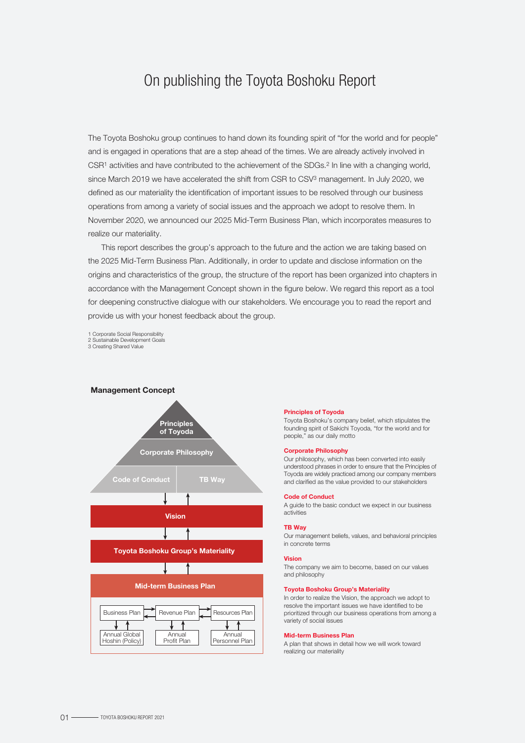# On publishing the Toyota Boshoku Report

The Toyota Boshoku group continues to hand down its founding spirit of "for the world and for people" and is engaged in operations that are a step ahead of the times. We are already actively involved in CSR[1] activities and have contributed to the achievement of the SDGs.[2] In line with a changing world, since March 2019 we have accelerated the shift from CSR to CSV[3] management. In July 2020, we defined as our materiality the identification of important issues to be resolved through our business operations from among a variety of social issues and the approach we adopt to resolve them. In November 2020, we announced our 2025 Mid-Term Business Plan, which incorporates measures to realize our materiality.

This report describes the group's approach to the future and the action we are taking based on the 2025 Mid-Term Business Plan. Additionally, in order to update and disclose information on the origins and characteristics of the group, the structure of the report has been organized into chapters in accordance with the Management Concept shown in the figure below. We regard this report as a tool for deepening constructive dialogue with our stakeholders. We encourage you to read the report and provide us with your honest feedback about the group.

1 Corporate Social Responsibility
2 Sustainable Development Goals
3 Creating Shared Value

**Management Concept**

- Principles of Toyoda
- Corporate Philosophy
- Code of Conduct | TB Way
- Vision
- Toyota Boshoku Group's Materiality
- Mid-term Business Plan
  - Business Plan → Annual Global Hoshin (Policy)
  - Revenue Plan → Annual Profit Plan
  - Resources Plan → Annual Personnel Plan

**Principles of Toyoda**
Toyota Boshoku's company belief, which stipulates the founding spirit of Sakichi Toyoda, "for the world and for people," as our daily motto

**Corporate Philosophy**
Our philosophy, which has been converted into easily understood phrases in order to ensure that the Principles of Toyoda are widely practiced among our company members and clarified as the value provided to our stakeholders

**Code of Conduct**
A guide to the basic conduct we expect in our business activities

**TB Way**
Our management beliefs, values, and behavioral principles in concrete terms

**Vision**
The company we aim to become, based on our values and philosophy

**Toyota Boshoku Group's Materiality**
In order to realize the Vision, the approach we adopt to resolve the important issues we have identified to be prioritized through our business operations from among a variety of social issues

**Mid-term Business Plan**
A plan that shows in detail how we will work toward realizing our materiality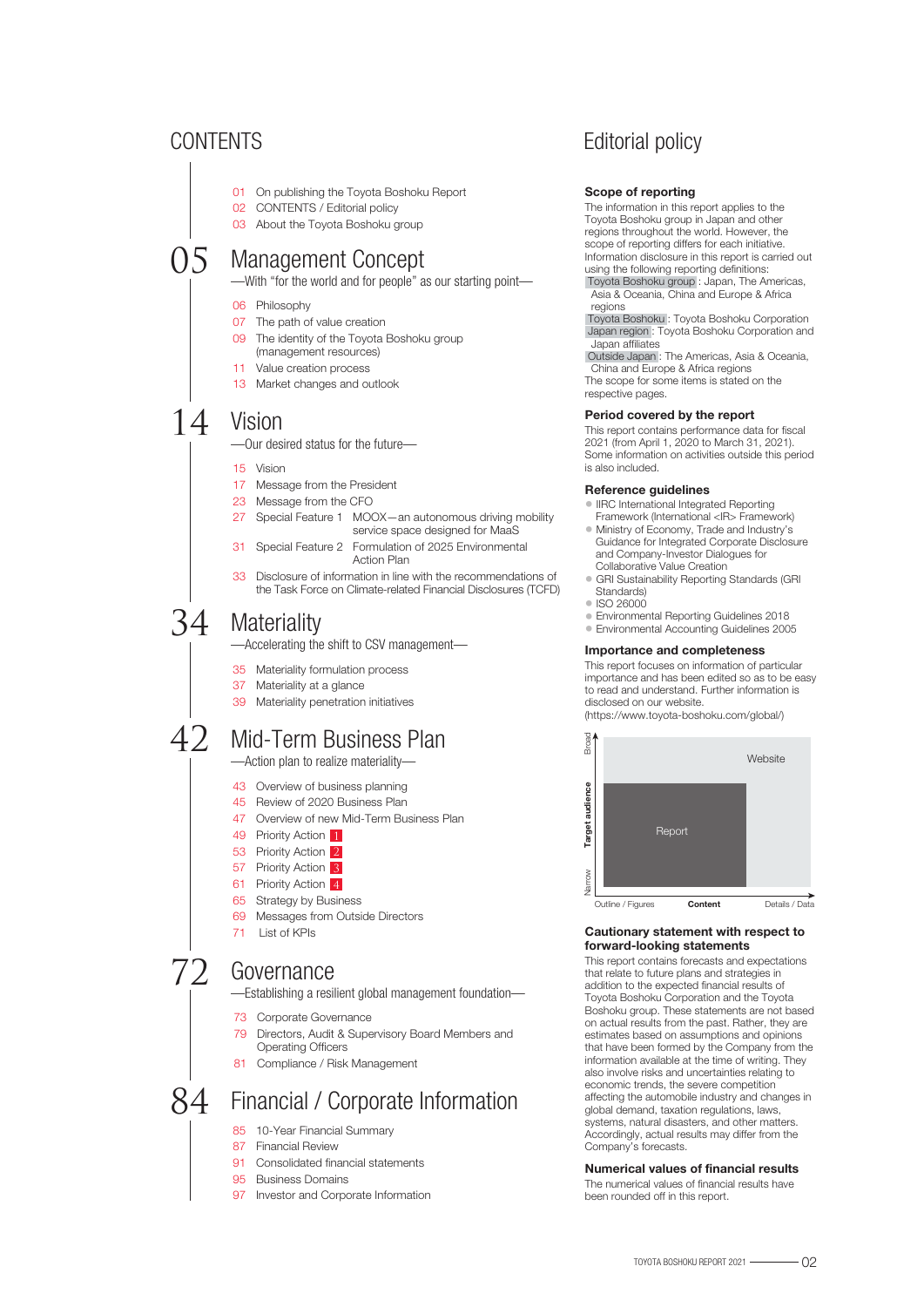# CONTENTS

- 01 On publishing the Toyota Boshoku Report
- 02 CONTENTS / Editorial policy
- 03 About the Toyota Boshoku group

## 05 Management Concept

—With "for the world and for people" as our starting point—

- 06 Philosophy
- 07 The path of value creation
- 09 The identity of the Toyota Boshoku group (management resources)
- 11 Value creation process
- 13 Market changes and outlook

## 14 Vision

—Our desired status for the future—

- 15 Vision
- 17 Message from the President
- 23 Message from the CFO
- 27 Special Feature 1 MOOX—an autonomous driving mobility service space designed for MaaS
- 31 Special Feature 2 Formulation of 2025 Environmental Action Plan
- 33 Disclosure of information in line with the recommendations of the Task Force on Climate-related Financial Disclosures (TCFD)

## 34 Materiality

—Accelerating the shift to CSV management—

- 35 Materiality formulation process
- 37 Materiality at a glance
- 39 Materiality penetration initiatives

## 42 Mid-Term Business Plan

—Action plan to realize materiality—

- 43 Overview of business planning
- 45 Review of 2020 Business Plan
- 47 Overview of new Mid-Term Business Plan
- 49 Priority Action 1
- 53 Priority Action 2
- 57 Priority Action 3
- 61 Priority Action 4
- 65 Strategy by Business
- 69 Messages from Outside Directors
- 71 List of KPIs

## 72 Governance

—Establishing a resilient global management foundation—

- 73 Corporate Governance
- 79 Directors, Audit & Supervisory Board Members and Operating Officers
- 81 Compliance / Risk Management

## 84 Financial / Corporate Information

- 85 10-Year Financial Summary
- 87 Financial Review
- 91 Consolidated financial statements
- 95 Business Domains
- 97 Investor and Corporate Information

# Editorial policy

### Scope of reporting

The information in this report applies to the Toyota Boshoku group in Japan and other regions throughout the world. However, the scope of reporting differs for each initiative. Information disclosure in this report is carried out using the following definitions:

Toyota Boshoku group: Japan, The Americas, Asia & Oceania, China and Europe & Africa regions
Toyota Boshoku: Toyota Boshoku Corporation
Japan region: Toyota Boshoku Corporation and Japan affiliates
Outside Japan: The Americas, Asia & Oceania, China and Europe & Africa regions

The scope for some items is stated on the respective pages.

### Period covered by the report

This report contains performance data for fiscal 2021 (from April 1, 2020 to March 31, 2021). Some information on activities outside this period is also included.

### Reference guidelines

- IIRC International Integrated Reporting Framework (International <IR> Framework)
- Ministry of Economy, Trade and Industry's Guidance for Integrated Corporate Disclosure and Company-Investor Dialogues for Collaborative Value Creation
- GRI Sustainability Reporting Standards (GRI Standards)
- ISO 26000
- Environmental Reporting Guidelines 2018
- Environmental Accounting Guidelines 2005

### Importance and completeness

This report focuses on information of particular importance and has been edited so as to be easy to read and understand. Further information is disclosed on our website.
(https://www.toyota-boshoku.com/global/)

Target audience: Broad / Narrow
Website
Report
Outline / Figures — Content — Details / Data

### Cautionary statement with respect to forward-looking statements

This report contains forecasts and expectations that relate to future plans and strategies in addition to the expected financial results of Toyota Boshoku Corporation and the Toyota Boshoku group. These statements are not based on actual results from the past. Rather, they are estimates based on assumptions and opinions that have been formed by the Company from the information available at the time of writing. They also involve risks and uncertainties relating to economic trends, the severe competition affecting the automobile industry and changes in global demand, taxation regulations, laws, systems, natural disasters, and other matters. Accordingly, actual results may differ from the Company's forecasts.

### Numerical values of financial results

The numerical values of financial results have been rounded off in this report.